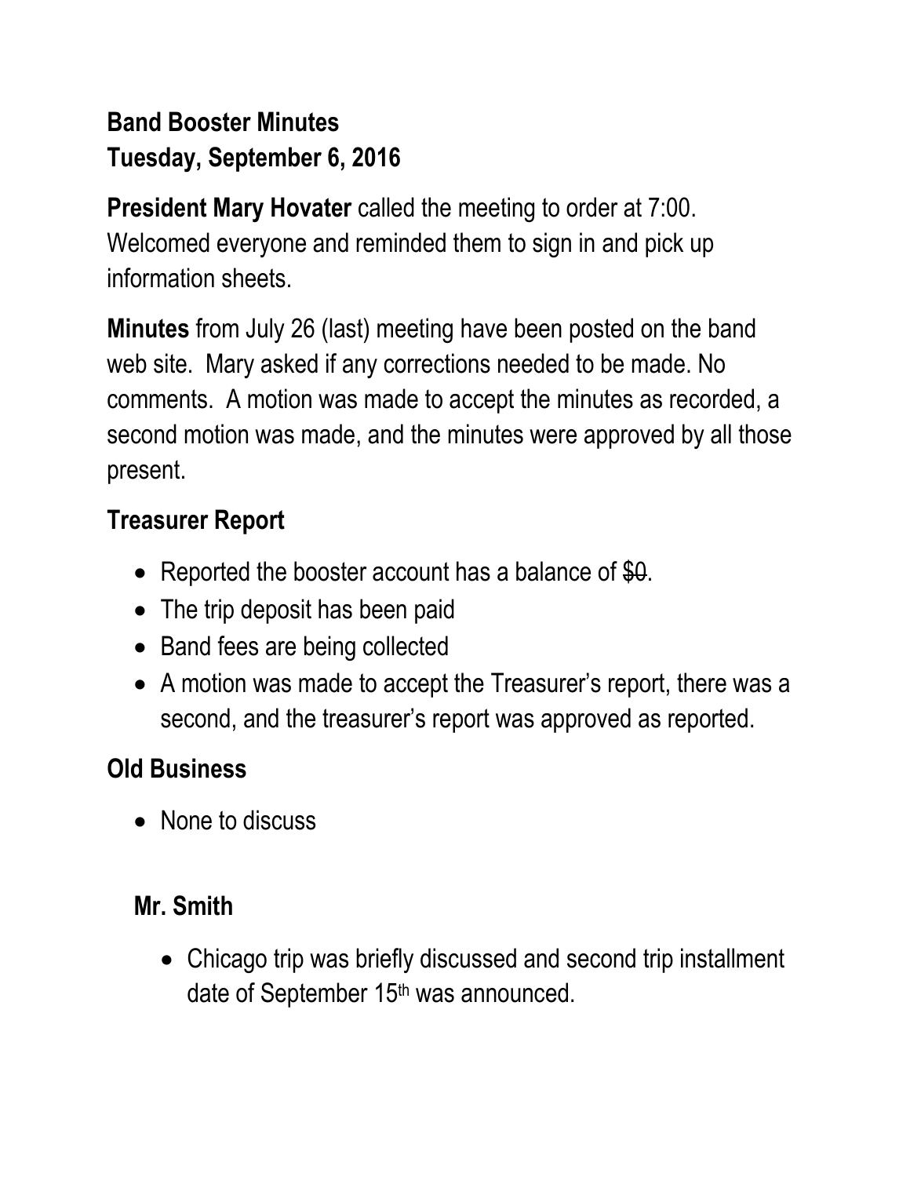**Band Booster Minutes**
**Tuesday, September 6, 2016**

**President Mary Hovater** called the meeting to order at 7:00. Welcomed everyone and reminded them to sign in and pick up information sheets.

**Minutes** from July 26 (last) meeting have been posted on the band web site. Mary asked if any corrections needed to be made. No comments. A motion was made to accept the minutes as recorded, a second motion was made, and the minutes were approved by all those present.

## Treasurer Report

- Reported the booster account has a balance of ~~$0~~.
- The trip deposit has been paid
- Band fees are being collected
- A motion was made to accept the Treasurer's report, there was a second, and the treasurer's report was approved as reported.

## Old Business

- None to discuss

### Mr. Smith

- Chicago trip was briefly discussed and second trip installment date of September 15th was announced.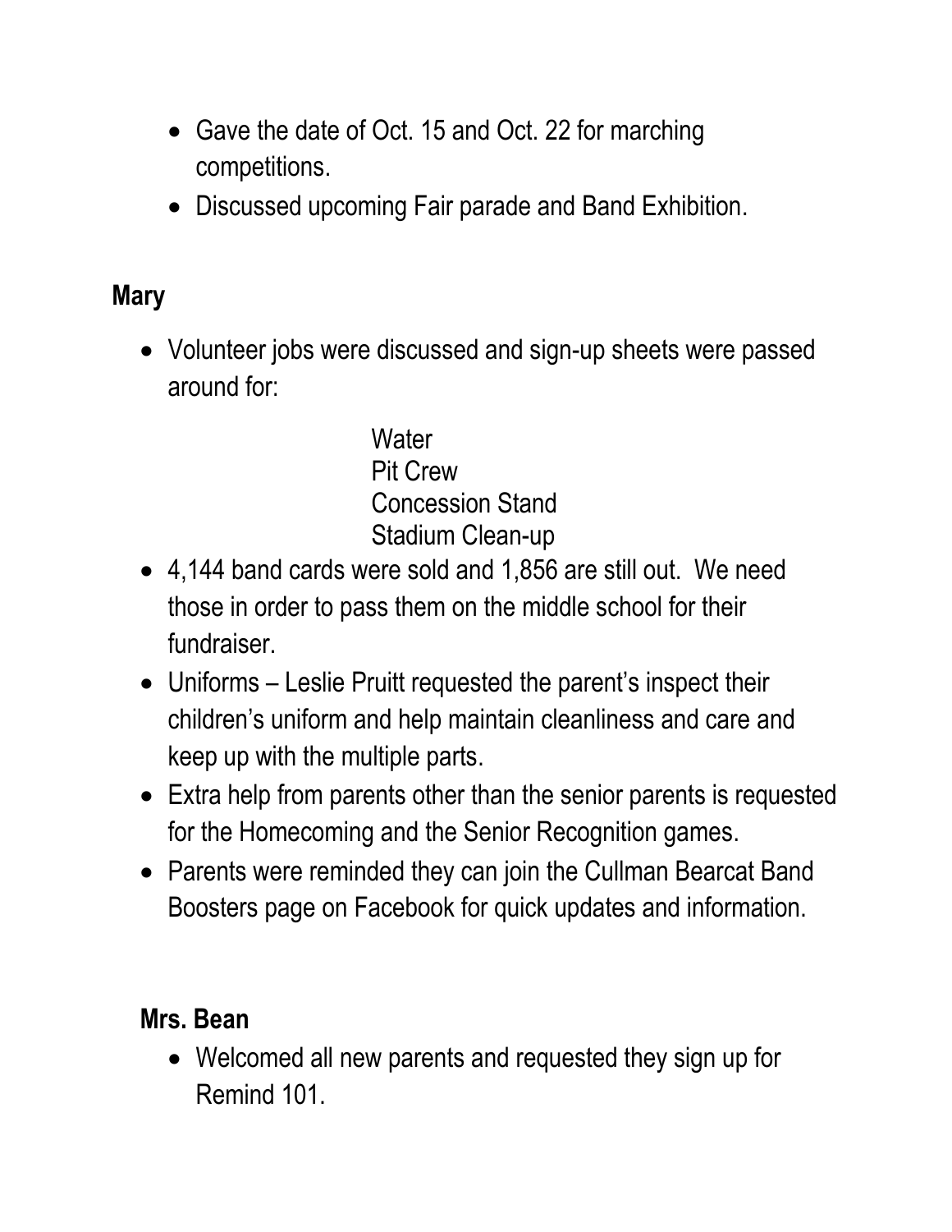- Gave the date of Oct. 15 and Oct. 22 for marching competitions.
- Discussed upcoming Fair parade and Band Exhibition.

**Mary**

- Volunteer jobs were discussed and sign-up sheets were passed around for:

  Water
  Pit Crew
  Concession Stand
  Stadium Clean-up

- 4,144 band cards were sold and 1,856 are still out. We need those in order to pass them on the middle school for their fundraiser.
- Uniforms – Leslie Pruitt requested the parent's inspect their children's uniform and help maintain cleanliness and care and keep up with the multiple parts.
- Extra help from parents other than the senior parents is requested for the Homecoming and the Senior Recognition games.
- Parents were reminded they can join the Cullman Bearcat Band Boosters page on Facebook for quick updates and information.

**Mrs. Bean**

- Welcomed all new parents and requested they sign up for Remind 101.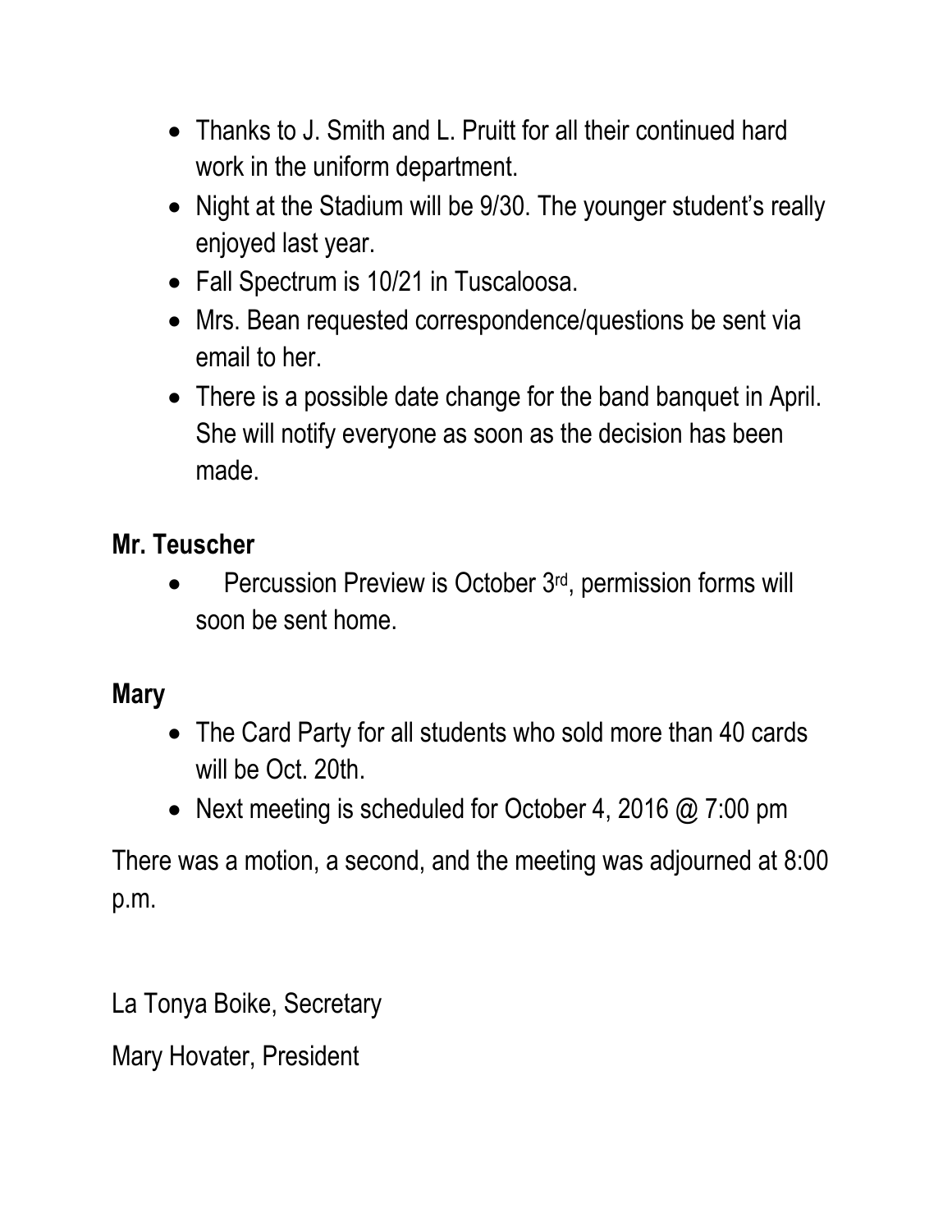- Thanks to J. Smith and L. Pruitt for all their continued hard work in the uniform department.
- Night at the Stadium will be 9/30. The younger student's really enjoyed last year.
- Fall Spectrum is 10/21 in Tuscaloosa.
- Mrs. Bean requested correspondence/questions be sent via email to her.
- There is a possible date change for the band banquet in April. She will notify everyone as soon as the decision has been made.

**Mr. Teuscher**

- Percussion Preview is October 3rd, permission forms will soon be sent home.

**Mary**

- The Card Party for all students who sold more than 40 cards will be Oct. 20th.
- Next meeting is scheduled for October 4, 2016 @ 7:00 pm

There was a motion, a second, and the meeting was adjourned at 8:00 p.m.

La Tonya Boike, Secretary

Mary Hovater, President